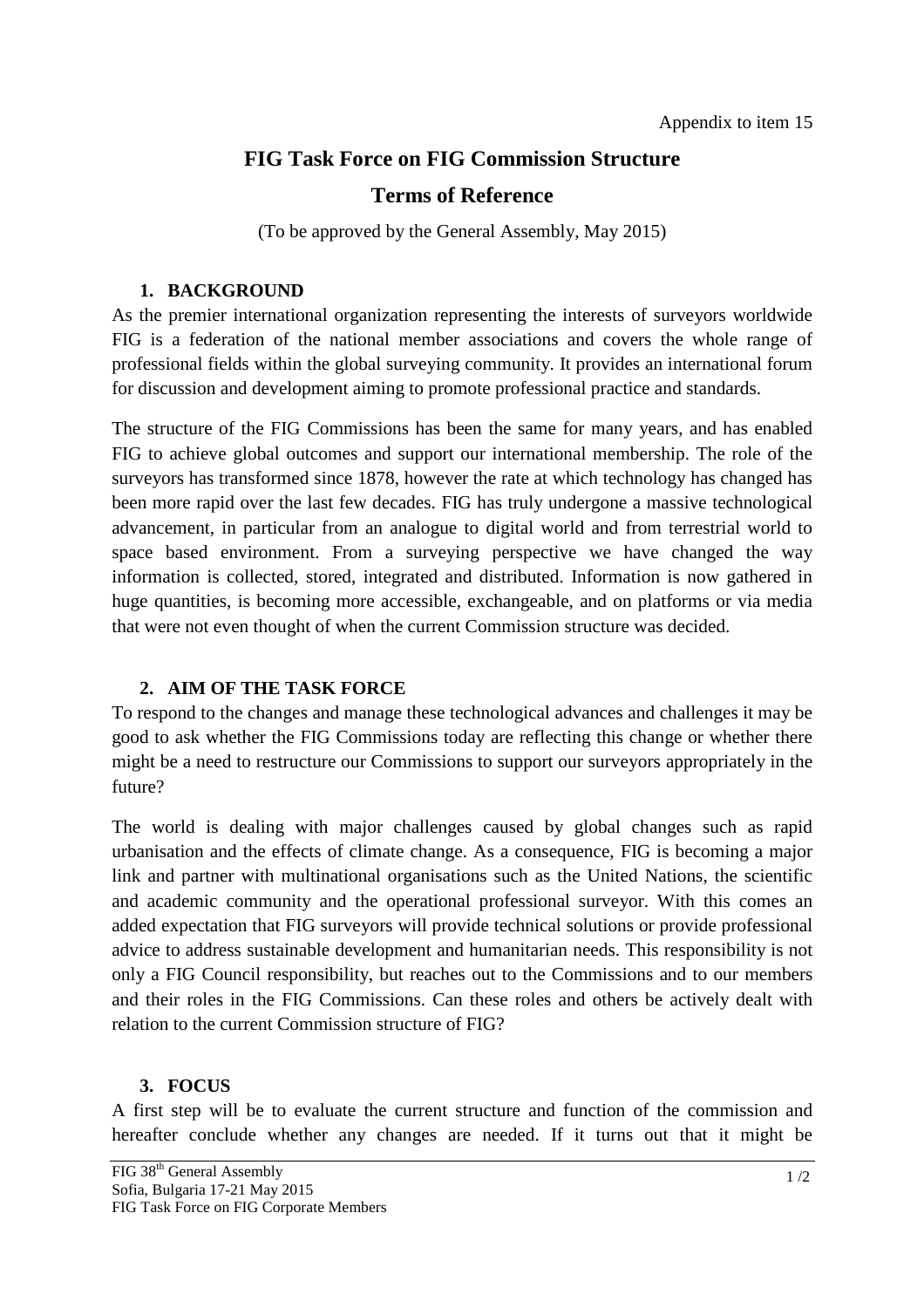Appendix to item 15

# FIG Task Force on FIG Commission Structure

# Terms of Reference

(To be approved by the General Assembly, May 2015)

## 1. BACKGROUND

As the premier international organization representing the interests of surveyors worldwide FIG is a federation of the national member associations and covers the whole range of professional fields within the global surveying community. It provides an international forum for discussion and development aiming to promote professional practice and standards.

The structure of the FIG Commissions has been the same for many years, and has enabled FIG to achieve global outcomes and support our international membership. The role of the surveyors has transformed since 1878, however the rate at which technology has changed has been more rapid over the last few decades. FIG has truly undergone a massive technological advancement, in particular from an analogue to digital world and from terrestrial world to space based environment. From a surveying perspective we have changed the way information is collected, stored, integrated and distributed. Information is now gathered in huge quantities, is becoming more accessible, exchangeable, and on platforms or via media that were not even thought of when the current Commission structure was decided.

## 2. AIM OF THE TASK FORCE

To respond to the changes and manage these technological advances and challenges it may be good to ask whether the FIG Commissions today are reflecting this change or whether there might be a need to restructure our Commissions to support our surveyors appropriately in the future?

The world is dealing with major challenges caused by global changes such as rapid urbanisation and the effects of climate change. As a consequence, FIG is becoming a major link and partner with multinational organisations such as the United Nations, the scientific and academic community and the operational professional surveyor. With this comes an added expectation that FIG surveyors will provide technical solutions or provide professional advice to address sustainable development and humanitarian needs. This responsibility is not only a FIG Council responsibility, but reaches out to the Commissions and to our members and their roles in the FIG Commissions. Can these roles and others be actively dealt with relation to the current Commission structure of FIG?

## 3. FOCUS

A first step will be to evaluate the current structure and function of the commission and hereafter conclude whether any changes are needed. If it turns out that it might be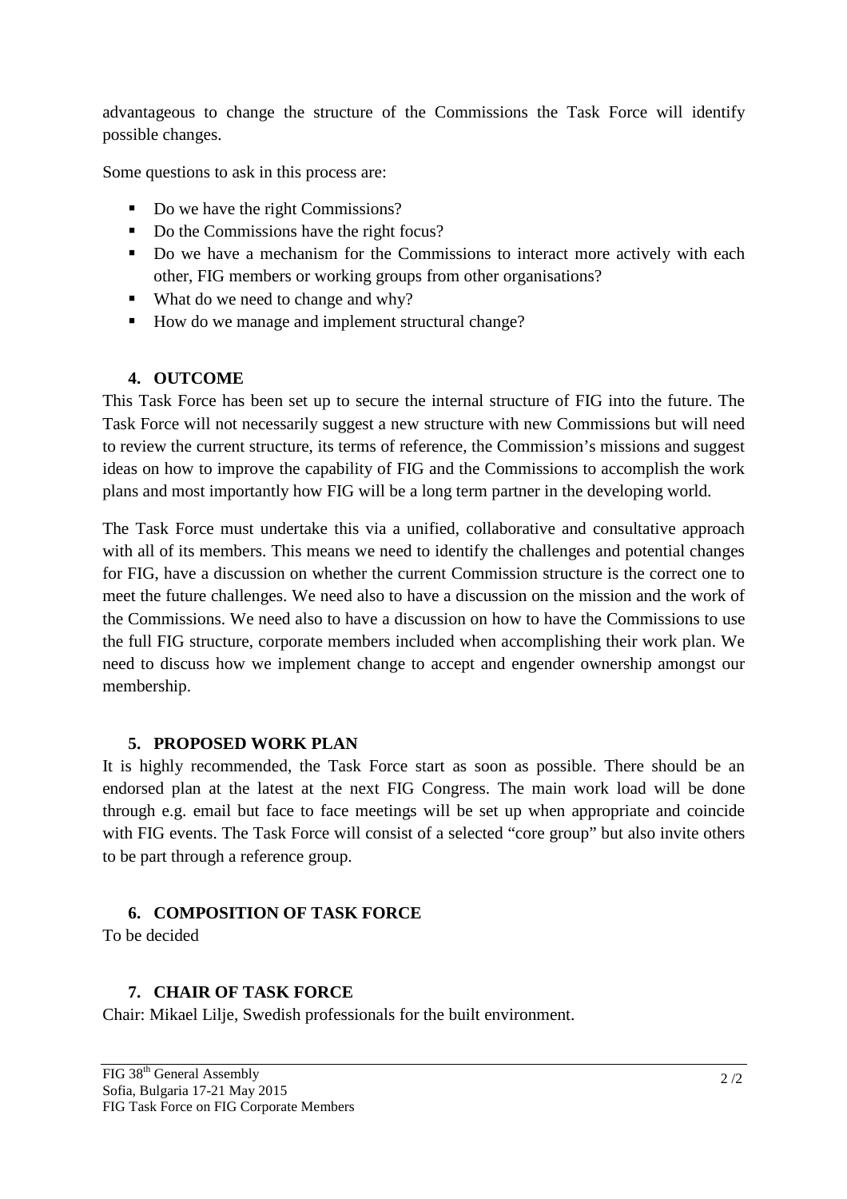advantageous to change the structure of the Commissions the Task Force will identify possible changes.

Some questions to ask in this process are:

- Do we have the right Commissions?
- Do the Commissions have the right focus?
- Do we have a mechanism for the Commissions to interact more actively with each other, FIG members or working groups from other organisations?
- What do we need to change and why?
- How do we manage and implement structural change?

## 4. OUTCOME

This Task Force has been set up to secure the internal structure of FIG into the future. The Task Force will not necessarily suggest a new structure with new Commissions but will need to review the current structure, its terms of reference, the Commission's missions and suggest ideas on how to improve the capability of FIG and the Commissions to accomplish the work plans and most importantly how FIG will be a long term partner in the developing world.

The Task Force must undertake this via a unified, collaborative and consultative approach with all of its members. This means we need to identify the challenges and potential changes for FIG, have a discussion on whether the current Commission structure is the correct one to meet the future challenges. We need also to have a discussion on the mission and the work of the Commissions. We need also to have a discussion on how to have the Commissions to use the full FIG structure, corporate members included when accomplishing their work plan. We need to discuss how we implement change to accept and engender ownership amongst our membership.

## 5. PROPOSED WORK PLAN

It is highly recommended, the Task Force start as soon as possible. There should be an endorsed plan at the latest at the next FIG Congress. The main work load will be done through e.g. email but face to face meetings will be set up when appropriate and coincide with FIG events. The Task Force will consist of a selected "core group" but also invite others to be part through a reference group.

## 6. COMPOSITION OF TASK FORCE

To be decided

## 7. CHAIR OF TASK FORCE

Chair: Mikael Lilje, Swedish professionals for the built environment.